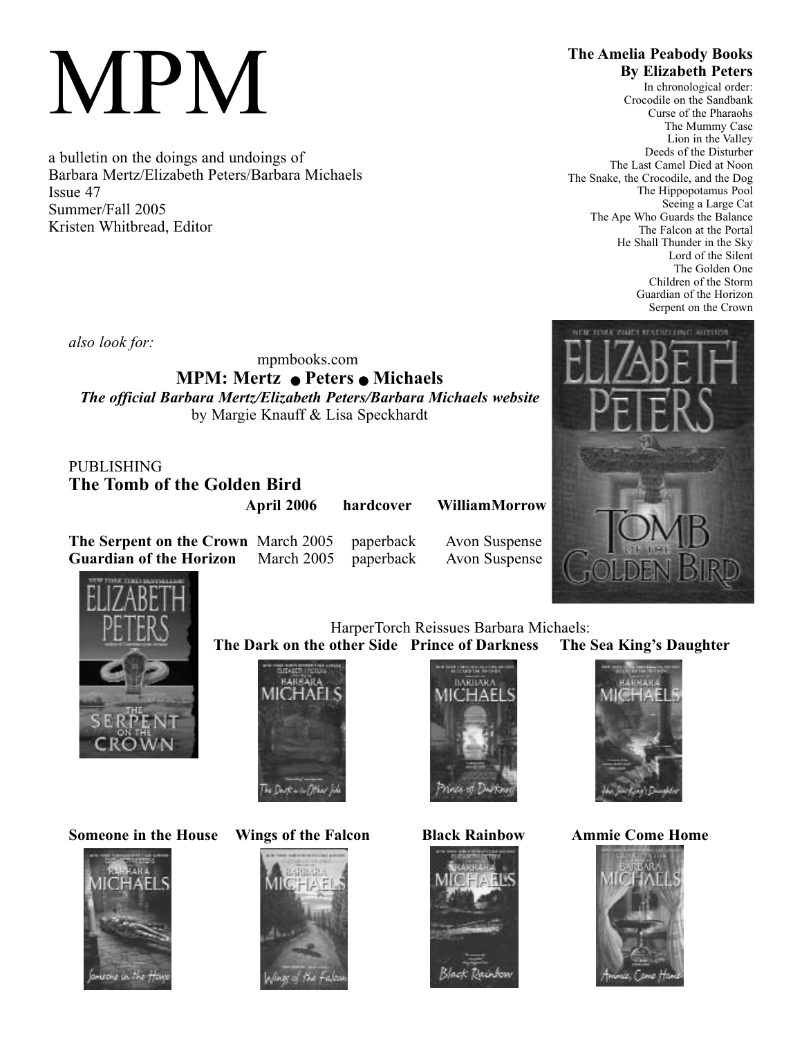# MPM

a bulletin on the doings and undoings of
Barbara Mertz/Elizabeth Peters/Barbara Michaels
Issue 47
Summer/Fall 2005
Kristen Whitbread, Editor

**The Amelia Peabody Books**
**By Elizabeth Peters**

In chronological order:
Crocodile on the Sandbank
Curse of the Pharaohs
The Mummy Case
Lion in the Valley
Deeds of the Disturber
The Last Camel Died at Noon
The Snake, the Crocodile, and the Dog
The Hippopotamus Pool
Seeing a Large Cat
The Ape Who Guards the Balance
The Falcon at the Portal
He Shall Thunder in the Sky
Lord of the Silent
The Golden One
Children of the Storm
Guardian of the Horizon
Serpent on the Crown

*also look for:*

mpmbooks.com
**MPM: Mertz ● Peters ● Michaels**
***The official Barbara Mertz/Elizabeth Peters/Barbara Michaels website***
by Margie Knauff & Lisa Speckhardt

PUBLISHING

## The Tomb of the Golden Bird

**April 2006 hardcover WilliamMorrow**

| | | | |
|---|---|---|---|
| **The Serpent on the Crown** | March 2005 | paperback | Avon Suspense |
| **Guardian of the Horizon** | March 2005 | paperback | Avon Suspense |

HarperTorch Reissues Barbara Michaels:

**The Dark on the other Side** **Prince of Darkness** **The Sea King's Daughter**

**Someone in the House** **Wings of the Falcon** **Black Rainbow** **Ammie Come Home**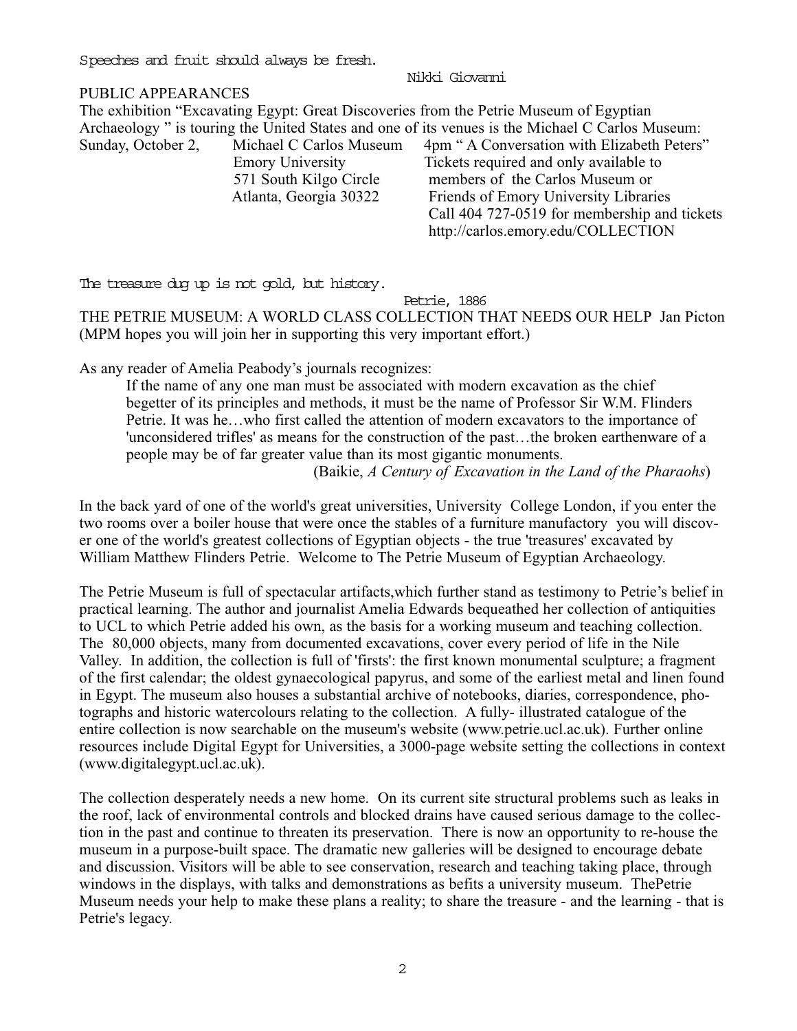Speeches and fruit should always be fresh.

Nikki Giovanni

## PUBLIC APPEARANCES

The exhibition "Excavating Egypt: Great Discoveries from the Petrie Museum of Egyptian Archaeology " is touring the United States and one of its venues is the Michael C Carlos Museum:

| | | |
|---|---|---|
| Sunday, October 2, | Michael C Carlos Museum<br>Emory University<br>571 South Kilgo Circle<br>Atlanta, Georgia 30322 | 4pm " A Conversation with Elizabeth Peters"<br>Tickets required and only available to members of the Carlos Museum or Friends of Emory University Libraries<br>Call 404 727-0519 for membership and tickets<br>http://carlos.emory.edu/COLLECTION |

The treasure dug up is not gold, but history.

Petrie, 1886

## THE PETRIE MUSEUM: A WORLD CLASS COLLECTION THAT NEEDS OUR HELP Jan Picton

(MPM hopes you will join her in supporting this very important effort.)

As any reader of Amelia Peabody's journals recognizes:

> If the name of any one man must be associated with modern excavation as the chief begetter of its principles and methods, it must be the name of Professor Sir W.M. Flinders Petrie. It was he…who first called the attention of modern excavators to the importance of 'unconsidered trifles' as means for the construction of the past…the broken earthenware of a people may be of far greater value than its most gigantic monuments.
>
> (Baikie, *A Century of Excavation in the Land of the Pharaohs*)

In the back yard of one of the world's great universities, University College London, if you enter the two rooms over a boiler house that were once the stables of a furniture manufactory you will discover one of the world's greatest collections of Egyptian objects - the true 'treasures' excavated by William Matthew Flinders Petrie. Welcome to The Petrie Museum of Egyptian Archaeology.

The Petrie Museum is full of spectacular artifacts,which further stand as testimony to Petrie's belief in practical learning. The author and journalist Amelia Edwards bequeathed her collection of antiquities to UCL to which Petrie added his own, as the basis for a working museum and teaching collection. The 80,000 objects, many from documented excavations, cover every period of life in the Nile Valley. In addition, the collection is full of 'firsts': the first known monumental sculpture; a fragment of the first calendar; the oldest gynaecological papyrus, and some of the earliest metal and linen found in Egypt. The museum also houses a substantial archive of notebooks, diaries, correspondence, photographs and historic watercolours relating to the collection. A fully- illustrated catalogue of the entire collection is now searchable on the museum's website (www.petrie.ucl.ac.uk). Further online resources include Digital Egypt for Universities, a 3000-page website setting the collections in context (www.digitalegypt.ucl.ac.uk).

The collection desperately needs a new home. On its current site structural problems such as leaks in the roof, lack of environmental controls and blocked drains have caused serious damage to the collection in the past and continue to threaten its preservation. There is now an opportunity to re-house the museum in a purpose-built space. The dramatic new galleries will be designed to encourage debate and discussion. Visitors will be able to see conservation, research and teaching taking place, through windows in the displays, with talks and demonstrations as befits a university museum. ThePetrie Museum needs your help to make these plans a reality; to share the treasure - and the learning - that is Petrie's legacy.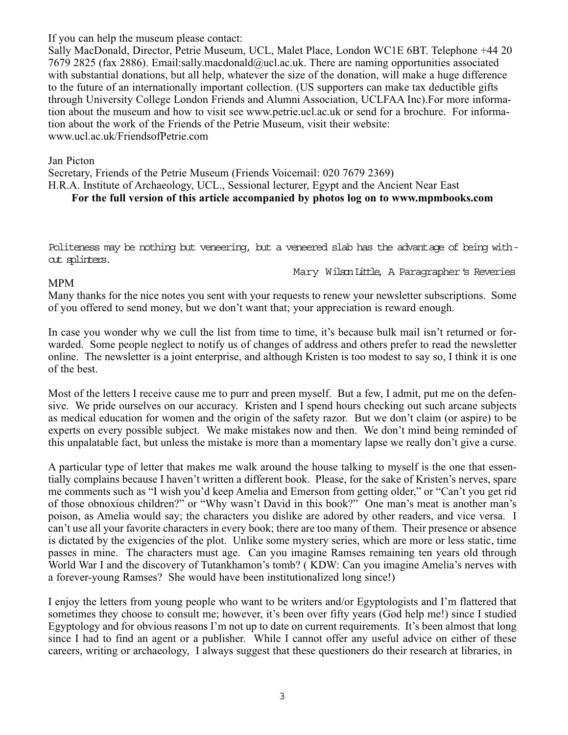If you can help the museum please contact:
Sally MacDonald, Director, Petrie Museum, UCL, Malet Place, London WC1E 6BT. Telephone +44 20 7679 2825 (fax 2886). Email:sally.macdonald@ucl.ac.uk. There are naming opportunities associated with substantial donations, but all help, whatever the size of the donation, will make a huge difference to the future of an internationally important collection. (US supporters can make tax deductible gifts through University College London Friends and Alumni Association, UCLFAA Inc).For more information about the museum and how to visit see www.petrie.ucl.ac.uk or send for a brochure. For information about the work of the Friends of the Petrie Museum, visit their website: www.ucl.ac.uk/FriendsofPetrie.com

Jan Picton
Secretary, Friends of the Petrie Museum (Friends Voicemail: 020 7679 2369)
H.R.A. Institute of Archaeology, UCL., Sessional lecturer, Egypt and the Ancient Near East

**For the full version of this article accompanied by photos log on to www.mpmbooks.com**

Politeness may be nothing but veneering, but a veneered slab has the advantage of being without splinters.

Mary Wilson Little, A Paragrapher's Reveries

MPM

Many thanks for the nice notes you sent with your requests to renew your newsletter subscriptions. Some of you offered to send money, but we don't want that; your appreciation is reward enough.

In case you wonder why we cull the list from time to time, it's because bulk mail isn't returned or forwarded. Some people neglect to notify us of changes of address and others prefer to read the newsletter online. The newsletter is a joint enterprise, and although Kristen is too modest to say so, I think it is one of the best.

Most of the letters I receive cause me to purr and preen myself. But a few, I admit, put me on the defensive. We pride ourselves on our accuracy. Kristen and I spend hours checking out such arcane subjects as medical education for women and the origin of the safety razor. But we don't claim (or aspire) to be experts on every possible subject. We make mistakes now and then. We don't mind being reminded of this unpalatable fact, but unless the mistake is more than a momentary lapse we really don't give a curse.

A particular type of letter that makes me walk around the house talking to myself is the one that essentially complains because I haven't written a different book. Please, for the sake of Kristen's nerves, spare me comments such as "I wish you'd keep Amelia and Emerson from getting older," or "Can't you get rid of those obnoxious children?" or "Why wasn't David in this book?" One man's meat is another man's poison, as Amelia would say; the characters you dislike are adored by other readers, and vice versa. I can't use all your favorite characters in every book; there are too many of them. Their presence or absence is dictated by the exigencies of the plot. Unlike some mystery series, which are more or less static, time passes in mine. The characters must age. Can you imagine Ramses remaining ten years old through World War I and the discovery of Tutankhamon's tomb? ( KDW: Can you imagine Amelia's nerves with a forever-young Ramses? She would have been institutionalized long since!)

I enjoy the letters from young people who want to be writers and/or Egyptologists and I'm flattered that sometimes they choose to consult me; however, it's been over fifty years (God help me!) since I studied Egyptology and for obvious reasons I'm not up to date on current requirements. It's been almost that long since I had to find an agent or a publisher. While I cannot offer any useful advice on either of these careers, writing or archaeology, I always suggest that these questioners do their research at libraries, in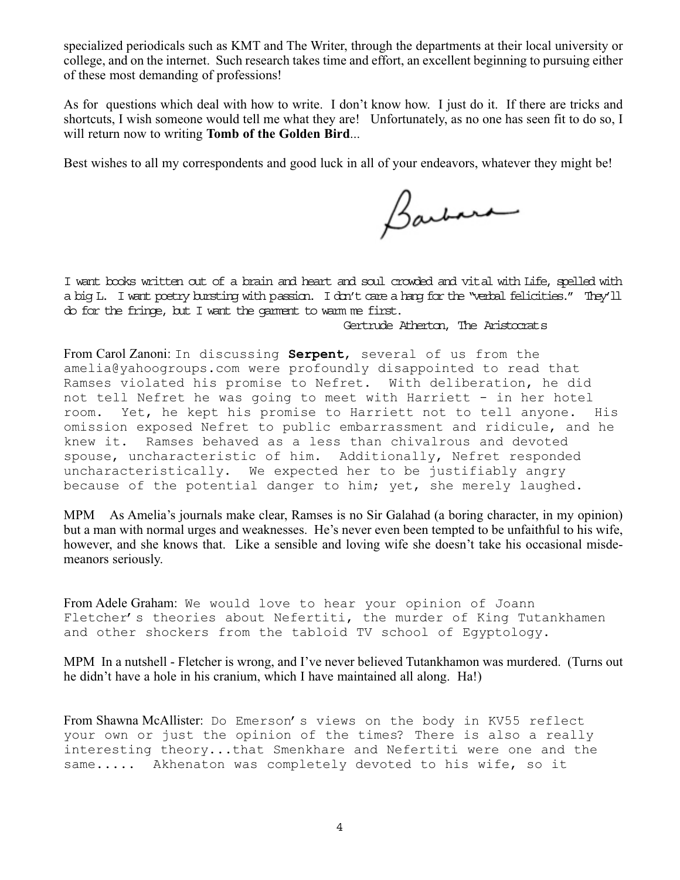specialized periodicals such as KMT and The Writer, through the departments at their local university or college, and on the internet. Such research takes time and effort, an excellent beginning to pursuing either of these most demanding of professions!

As for questions which deal with how to write. I don't know how. I just do it. If there are tricks and shortcuts, I wish someone would tell me what they are! Unfortunately, as no one has seen fit to do so, I will return now to writing **Tomb of the Golden Bird**...

Best wishes to all my correspondents and good luck in all of your endeavors, whatever they might be!

Barbara

I want books written out of a brain and heart and soul crowded and vital with Life, spelled with a big L. I want poetry bursting with passion. I don't care a hang for the "verbal felicities." They'll do for the fringe, but I want the garment to warm me first.

Gertrude Atherton, The Aristocrats

From Carol Zanoni: In discussing **Serpent**, several of us from the amelia@yahoogroups.com were profoundly disappointed to read that Ramses violated his promise to Nefret. With deliberation, he did not tell Nefret he was going to meet with Harriett - in her hotel room. Yet, he kept his promise to Harriett not to tell anyone. His omission exposed Nefret to public embarrassment and ridicule, and he knew it. Ramses behaved as a less than chivalrous and devoted spouse, uncharacteristic of him. Additionally, Nefret responded uncharacteristically. We expected her to be justifiably angry because of the potential danger to him; yet, she merely laughed.

MPM As Amelia's journals make clear, Ramses is no Sir Galahad (a boring character, in my opinion) but a man with normal urges and weaknesses. He's never even been tempted to be unfaithful to his wife, however, and she knows that. Like a sensible and loving wife she doesn't take his occasional misdemeanors seriously.

From Adele Graham: We would love to hear your opinion of Joann Fletcher's theories about Nefertiti, the murder of King Tutankhamen and other shockers from the tabloid TV school of Egyptology.

MPM In a nutshell - Fletcher is wrong, and I've never believed Tutankhamon was murdered. (Turns out he didn't have a hole in his cranium, which I have maintained all along. Ha!)

From Shawna McAllister: Do Emerson's views on the body in KV55 reflect your own or just the opinion of the times? There is also a really interesting theory...that Smenkhare and Nefertiti were one and the same..... Akhenaton was completely devoted to his wife, so it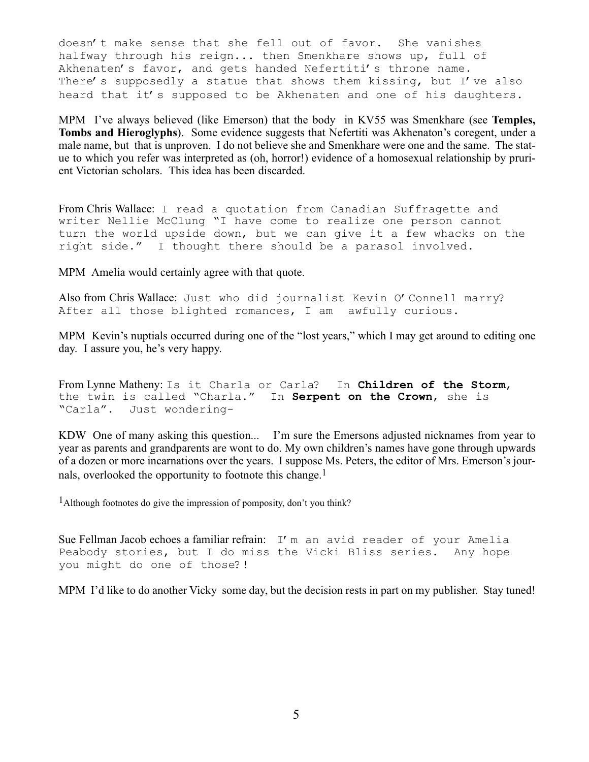doesn't make sense that she fell out of favor. She vanishes halfway through his reign... then Smenkhare shows up, full of Akhenaten's favor, and gets handed Nefertiti's throne name. There's supposedly a statue that shows them kissing, but I've also heard that it's supposed to be Akhenaten and one of his daughters.

MPM I've always believed (like Emerson) that the body in KV55 was Smenkhare (see **Temples, Tombs and Hieroglyphs**). Some evidence suggests that Nefertiti was Akhenaton's coregent, under a male name, but that is unproven. I do not believe she and Smenkhare were one and the same. The statue to which you refer was interpreted as (oh, horror!) evidence of a homosexual relationship by prurient Victorian scholars. This idea has been discarded.

From Chris Wallace: I read a quotation from Canadian Suffragette and writer Nellie McClung "I have come to realize one person cannot turn the world upside down, but we can give it a few whacks on the right side." I thought there should be a parasol involved.

MPM Amelia would certainly agree with that quote.

Also from Chris Wallace: Just who did journalist Kevin O'Connell marry? After all those blighted romances, I am awfully curious.

MPM Kevin's nuptials occurred during one of the "lost years," which I may get around to editing one day. I assure you, he's very happy.

From Lynne Matheny: Is it Charla or Carla? In **Children of the Storm**, the twin is called "Charla." In **Serpent on the Crown**, she is "Carla". Just wondering-

KDW One of many asking this question... I'm sure the Emersons adjusted nicknames from year to year as parents and grandparents are wont to do. My own children's names have gone through upwards of a dozen or more incarnations over the years. I suppose Ms. Peters, the editor of Mrs. Emerson's journals, overlooked the opportunity to footnote this change.[1]

[1]Although footnotes do give the impression of pomposity, don't you think?

Sue Fellman Jacob echoes a familiar refrain: I'm an avid reader of your Amelia Peabody stories, but I do miss the Vicki Bliss series. Any hope you might do one of those?!

MPM I'd like to do another Vicky some day, but the decision rests in part on my publisher. Stay tuned!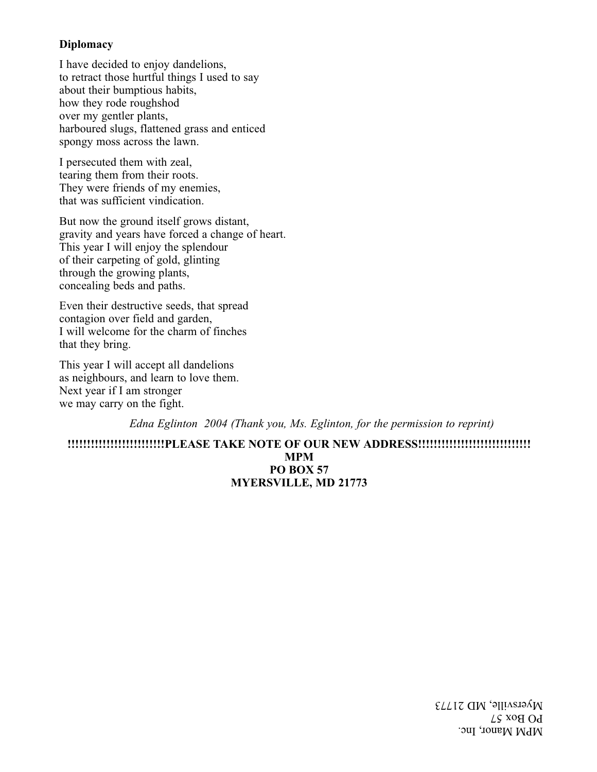**Diplomacy**

I have decided to enjoy dandelions,
to retract those hurtful things I used to say
about their bumptious habits,
how they rode roughshod
over my gentler plants,
harboured slugs, flattened grass and enticed
spongy moss across the lawn.

I persecuted them with zeal,
tearing them from their roots.
They were friends of my enemies,
that was sufficient vindication.

But now the ground itself grows distant,
gravity and years have forced a change of heart.
This year I will enjoy the splendour
of their carpeting of gold, glinting
through the growing plants,
concealing beds and paths.

Even their destructive seeds, that spread
contagion over field and garden,
I will welcome for the charm of finches
that they bring.

This year I will accept all dandelions
as neighbours, and learn to love them.
Next year if I am stronger
we may carry on the fight.

*Edna Eglinton 2004 (Thank you, Ms. Eglinton, for the permission to reprint)*

**!!!!!!!!!!!!!!!!!!!!!!!!!PLEASE TAKE NOTE OF OUR NEW ADDRESS!!!!!!!!!!!!!!!!!!!!!!!!!!!!!**
**MPM**
**PO BOX 57**
**MYERSVILLE, MD 21773**

MPM Manor, Inc.
PO Box 57
Myersville, MD 21773